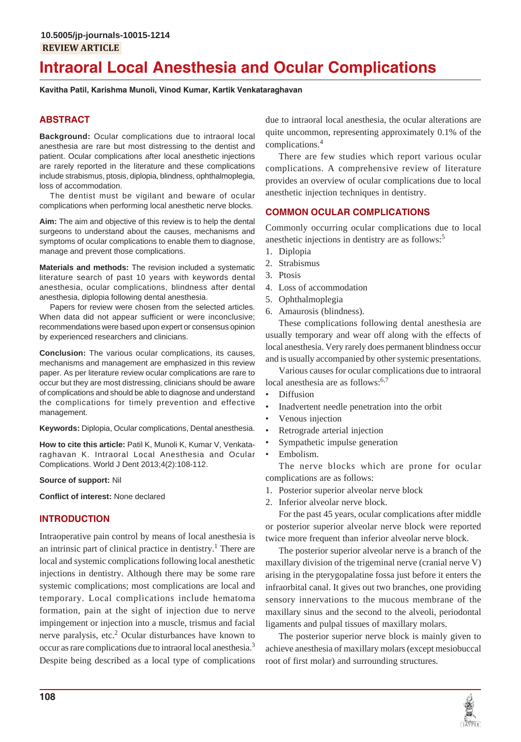10.5005/jp-journals-10015-1214

REVIEW ARTICLE

# Intraoral Local Anesthesia and Ocular Complications

**Kavitha Patil, Karishma Munoli, Vinod Kumar, Kartik Venkataraghavan**

## ABSTRACT

**Background:** Ocular complications due to intraoral local anesthesia are rare but most distressing to the dentist and patient. Ocular complications after local anesthetic injections are rarely reported in the literature and these complications include strabismus, ptosis, diplopia, blindness, ophthalmoplegia, loss of accommodation.

The dentist must be vigilant and beware of ocular complications when performing local anesthetic nerve blocks.

**Aim:** The aim and objective of this review is to help the dental surgeons to understand about the causes, mechanisms and symptoms of ocular complications to enable them to diagnose, manage and prevent those complications.

**Materials and methods:** The revision included a systematic literature search of past 10 years with keywords dental anesthesia, ocular complications, blindness after dental anesthesia, diplopia following dental anesthesia.

Papers for review were chosen from the selected articles. When data did not appear sufficient or were inconclusive; recommendations were based upon expert or consensus opinion by experienced researchers and clinicians.

**Conclusion:** The various ocular complications, its causes, mechanisms and management are emphasized in this review paper. As per literature review ocular complications are rare to occur but they are most distressing, clinicians should be aware of complications and should be able to diagnose and understand the complications for timely prevention and effective management.

**Keywords:** Diplopia, Ocular complications, Dental anesthesia.

**How to cite this article:** Patil K, Munoli K, Kumar V, Venkataraghavan K. Intraoral Local Anesthesia and Ocular Complications. World J Dent 2013;4(2):108-112.

**Source of support:** Nil

**Conflict of interest:** None declared

## INTRODUCTION

Intraoperative pain control by means of local anesthesia is an intrinsic part of clinical practice in dentistry.[1] There are local and systemic complications following local anesthetic injections in dentistry. Although there may be some rare systemic complications; most complications are local and temporary. Local complications include hematoma formation, pain at the sight of injection due to nerve impingement or injection into a muscle, trismus and facial nerve paralysis, etc.[2] Ocular disturbances have known to occur as rare complications due to intraoral local anesthesia.[3] Despite being described as a local type of complications due to intraoral local anesthesia, the ocular alterations are quite uncommon, representing approximately 0.1% of the complications.[4]

There are few studies which report various ocular complications. A comprehensive review of literature provides an overview of ocular complications due to local anesthetic injection techniques in dentistry.

## COMMON OCULAR COMPLICATIONS

Commonly occurring ocular complications due to local anesthetic injections in dentistry are as follows:[5]

1. Diplopia
2. Strabismus
3. Ptosis
4. Loss of accommodation
5. Ophthalmoplegia
6. Amaurosis (blindness).

These complications following dental anesthesia are usually temporary and wear off along with the effects of local anesthesia. Very rarely does permanent blindness occur and is usually accompanied by other systemic presentations.

Various causes for ocular complications due to intraoral local anesthesia are as follows:[6,7]

- Diffusion
- Inadvertent needle penetration into the orbit
- Venous injection
- Retrograde arterial injection
- Sympathetic impulse generation
- Embolism.

The nerve blocks which are prone for ocular complications are as follows:

1. Posterior superior alveolar nerve block
2. Inferior alveolar nerve block.

For the past 45 years, ocular complications after middle or posterior superior alveolar nerve block were reported twice more frequent than inferior alveolar nerve block.

The posterior superior alveolar nerve is a branch of the maxillary division of the trigeminal nerve (cranial nerve V) arising in the pterygopalatine fossa just before it enters the infraorbital canal. It gives out two branches, one providing sensory innervations to the mucous membrane of the maxillary sinus and the second to the alveoli, periodontal ligaments and pulpal tissues of maxillary molars.

The posterior superior nerve block is mainly given to achieve anesthesia of maxillary molars (except mesiobuccal root of first molar) and surrounding structures.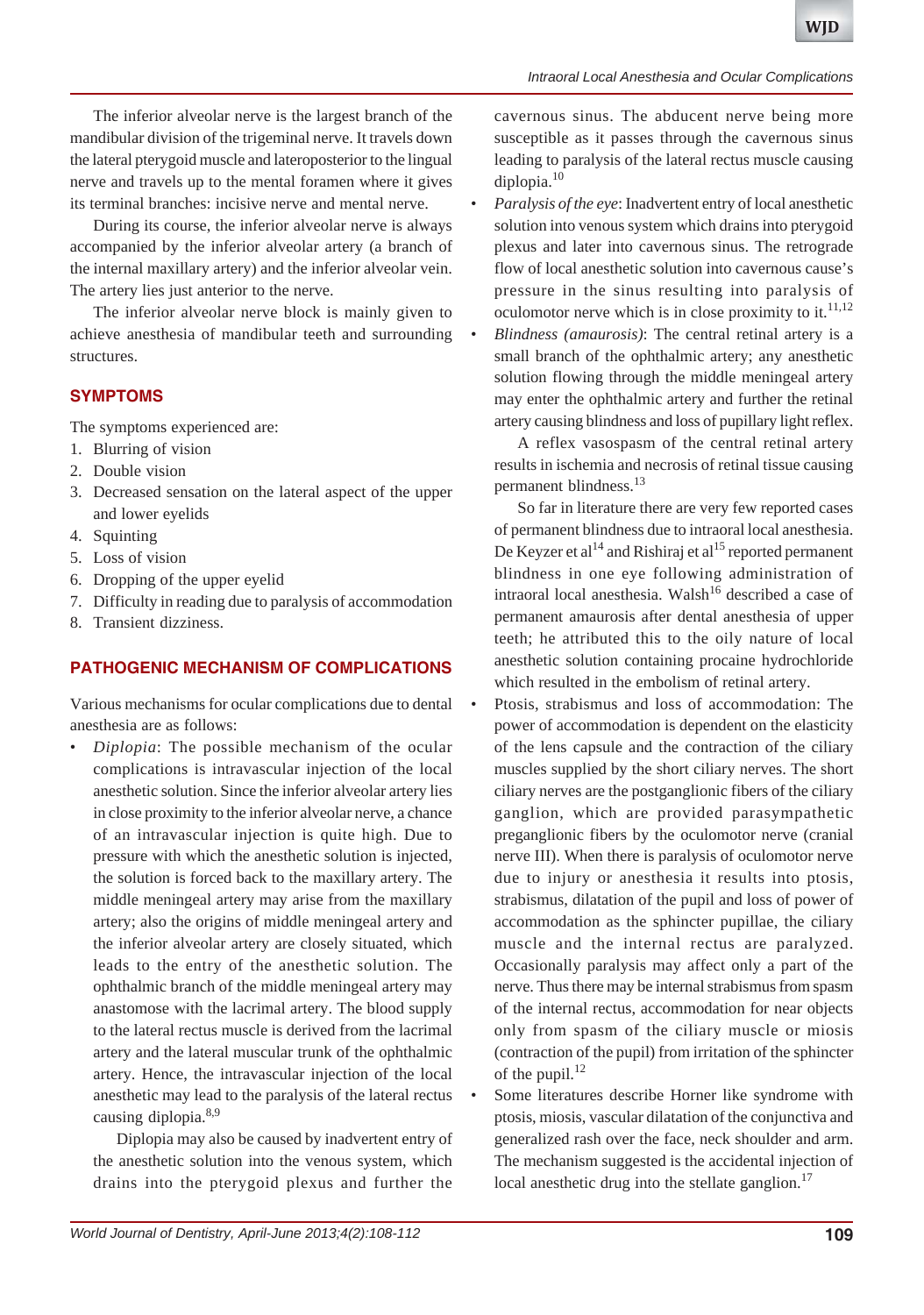The inferior alveolar nerve is the largest branch of the mandibular division of the trigeminal nerve. It travels down the lateral pterygoid muscle and lateroposterior to the lingual nerve and travels up to the mental foramen where it gives its terminal branches: incisive nerve and mental nerve.

During its course, the inferior alveolar nerve is always accompanied by the inferior alveolar artery (a branch of the internal maxillary artery) and the inferior alveolar vein. The artery lies just anterior to the nerve.

The inferior alveolar nerve block is mainly given to achieve anesthesia of mandibular teeth and surrounding structures.

## SYMPTOMS

The symptoms experienced are:

1. Blurring of vision
2. Double vision
3. Decreased sensation on the lateral aspect of the upper and lower eyelids
4. Squinting
5. Loss of vision
6. Dropping of the upper eyelid
7. Difficulty in reading due to paralysis of accommodation
8. Transient dizziness.

## PATHOGENIC MECHANISM OF COMPLICATIONS

Various mechanisms for ocular complications due to dental anesthesia are as follows:

- *Diplopia*: The possible mechanism of the ocular complications is intravascular injection of the local anesthetic solution. Since the inferior alveolar artery lies in close proximity to the inferior alveolar nerve, a chance of an intravascular injection is quite high. Due to pressure with which the anesthetic solution is injected, the solution is forced back to the maxillary artery. The middle meningeal artery may arise from the maxillary artery; also the origins of middle meningeal artery and the inferior alveolar artery are closely situated, which leads to the entry of the anesthetic solution. The ophthalmic branch of the middle meningeal artery may anastomose with the lacrimal artery. The blood supply to the lateral rectus muscle is derived from the lacrimal artery and the lateral muscular trunk of the ophthalmic artery. Hence, the intravascular injection of the local anesthetic may lead to the paralysis of the lateral rectus causing diplopia.[8,9]

  Diplopia may also be caused by inadvertent entry of the anesthetic solution into the venous system, which drains into the pterygoid plexus and further the cavernous sinus. The abducent nerve being more susceptible as it passes through the cavernous sinus leading to paralysis of the lateral rectus muscle causing diplopia.[10]
- *Paralysis of the eye*: Inadvertent entry of local anesthetic solution into venous system which drains into pterygoid plexus and later into cavernous sinus. The retrograde flow of local anesthetic solution into cavernous cause's pressure in the sinus resulting into paralysis of oculomotor nerve which is in close proximity to it.[11,12]
- *Blindness (amaurosis)*: The central retinal artery is a small branch of the ophthalmic artery; any anesthetic solution flowing through the middle meningeal artery may enter the ophthalmic artery and further the retinal artery causing blindness and loss of pupillary light reflex.

  A reflex vasospasm of the central retinal artery results in ischemia and necrosis of retinal tissue causing permanent blindness.[13]

  So far in literature there are very few reported cases of permanent blindness due to intraoral local anesthesia. De Keyzer et al[14] and Rishiraj et al[15] reported permanent blindness in one eye following administration of intraoral local anesthesia. Walsh[16] described a case of permanent amaurosis after dental anesthesia of upper teeth; he attributed this to the oily nature of local anesthetic solution containing procaine hydrochloride which resulted in the embolism of retinal artery.
- Ptosis, strabismus and loss of accommodation: The power of accommodation is dependent on the elasticity of the lens capsule and the contraction of the ciliary muscles supplied by the short ciliary nerves. The short ciliary nerves are the postganglionic fibers of the ciliary ganglion, which are provided parasympathetic preganglionic fibers by the oculomotor nerve (cranial nerve III). When there is paralysis of oculomotor nerve due to injury or anesthesia it results into ptosis, strabismus, dilatation of the pupil and loss of power of accommodation as the sphincter pupillae, the ciliary muscle and the internal rectus are paralyzed. Occasionally paralysis may affect only a part of the nerve. Thus there may be internal strabismus from spasm of the internal rectus, accommodation for near objects only from spasm of the ciliary muscle or miosis (contraction of the pupil) from irritation of the sphincter of the pupil.[12]
- Some literatures describe Horner like syndrome with ptosis, miosis, vascular dilatation of the conjunctiva and generalized rash over the face, neck shoulder and arm. The mechanism suggested is the accidental injection of local anesthetic drug into the stellate ganglion.[17]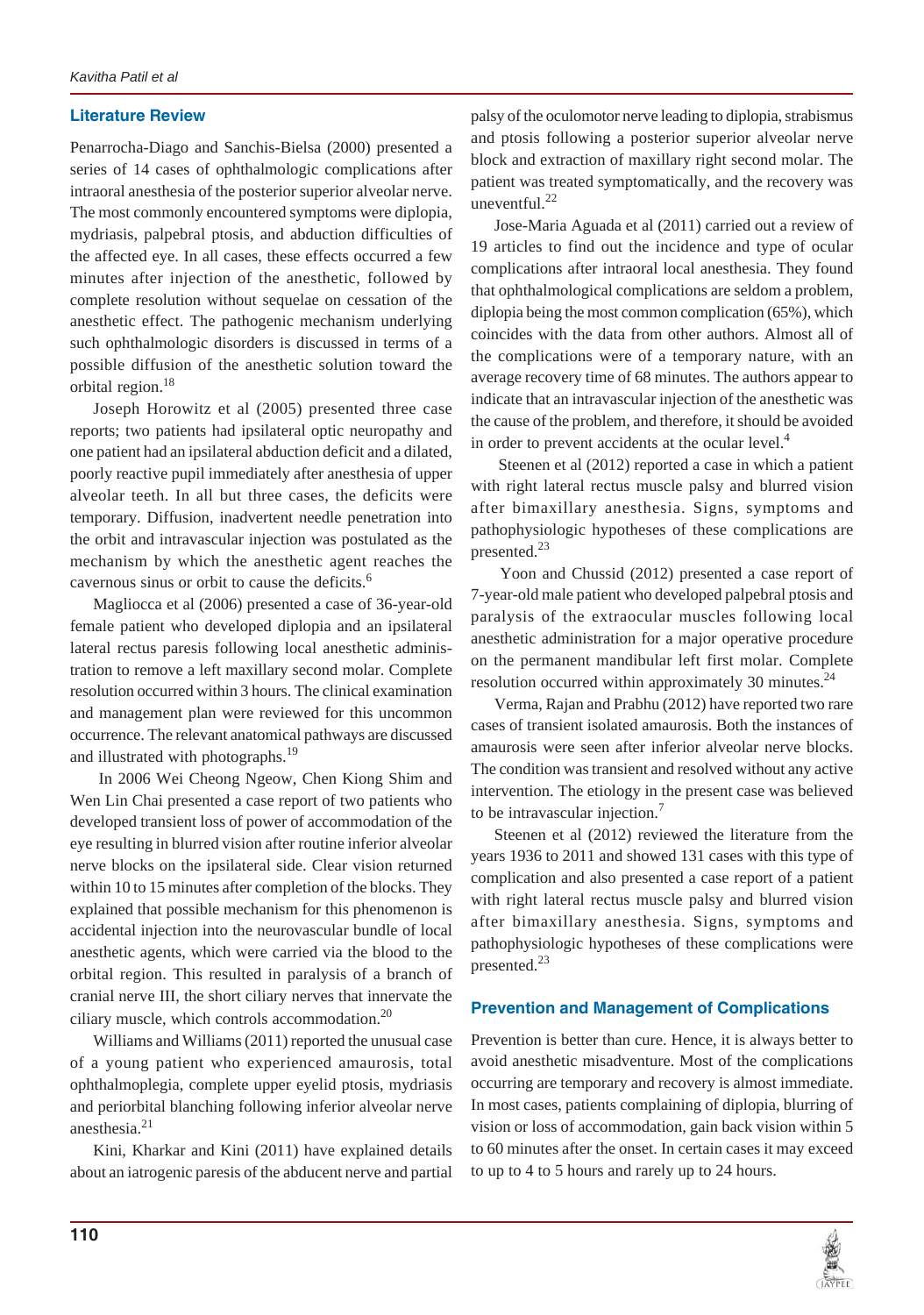## Literature Review

Penarrocha-Diago and Sanchis-Bielsa (2000) presented a series of 14 cases of ophthalmologic complications after intraoral anesthesia of the posterior superior alveolar nerve. The most commonly encountered symptoms were diplopia, mydriasis, palpebral ptosis, and abduction difficulties of the affected eye. In all cases, these effects occurred a few minutes after injection of the anesthetic, followed by complete resolution without sequelae on cessation of the anesthetic effect. The pathogenic mechanism underlying such ophthalmologic disorders is discussed in terms of a possible diffusion of the anesthetic solution toward the orbital region.[18]

Joseph Horowitz et al (2005) presented three case reports; two patients had ipsilateral optic neuropathy and one patient had an ipsilateral abduction deficit and a dilated, poorly reactive pupil immediately after anesthesia of upper alveolar teeth. In all but three cases, the deficits were temporary. Diffusion, inadvertent needle penetration into the orbit and intravascular injection was postulated as the mechanism by which the anesthetic agent reaches the cavernous sinus or orbit to cause the deficits.[6]

Magliocca et al (2006) presented a case of 36-year-old female patient who developed diplopia and an ipsilateral lateral rectus paresis following local anesthetic administration to remove a left maxillary second molar. Complete resolution occurred within 3 hours. The clinical examination and management plan were reviewed for this uncommon occurrence. The relevant anatomical pathways are discussed and illustrated with photographs.[19]

In 2006 Wei Cheong Ngeow, Chen Kiong Shim and Wen Lin Chai presented a case report of two patients who developed transient loss of power of accommodation of the eye resulting in blurred vision after routine inferior alveolar nerve blocks on the ipsilateral side. Clear vision returned within 10 to 15 minutes after completion of the blocks. They explained that possible mechanism for this phenomenon is accidental injection into the neurovascular bundle of local anesthetic agents, which were carried via the blood to the orbital region. This resulted in paralysis of a branch of cranial nerve III, the short ciliary nerves that innervate the ciliary muscle, which controls accommodation.[20]

Williams and Williams (2011) reported the unusual case of a young patient who experienced amaurosis, total ophthalmoplegia, complete upper eyelid ptosis, mydriasis and periorbital blanching following inferior alveolar nerve anesthesia.[21]

Kini, Kharkar and Kini (2011) have explained details about an iatrogenic paresis of the abducent nerve and partial palsy of the oculomotor nerve leading to diplopia, strabismus and ptosis following a posterior superior alveolar nerve block and extraction of maxillary right second molar. The patient was treated symptomatically, and the recovery was uneventful.[22]

Jose-Maria Aguada et al (2011) carried out a review of 19 articles to find out the incidence and type of ocular complications after intraoral local anesthesia. They found that ophthalmological complications are seldom a problem, diplopia being the most common complication (65%), which coincides with the data from other authors. Almost all of the complications were of a temporary nature, with an average recovery time of 68 minutes. The authors appear to indicate that an intravascular injection of the anesthetic was the cause of the problem, and therefore, it should be avoided in order to prevent accidents at the ocular level.[4]

Steenen et al (2012) reported a case in which a patient with right lateral rectus muscle palsy and blurred vision after bimaxillary anesthesia. Signs, symptoms and pathophysiologic hypotheses of these complications are presented.[23]

Yoon and Chussid (2012) presented a case report of 7-year-old male patient who developed palpebral ptosis and paralysis of the extraocular muscles following local anesthetic administration for a major operative procedure on the permanent mandibular left first molar. Complete resolution occurred within approximately 30 minutes.[24]

Verma, Rajan and Prabhu (2012) have reported two rare cases of transient isolated amaurosis. Both the instances of amaurosis were seen after inferior alveolar nerve blocks. The condition was transient and resolved without any active intervention. The etiology in the present case was believed to be intravascular injection.[7]

Steenen et al (2012) reviewed the literature from the years 1936 to 2011 and showed 131 cases with this type of complication and also presented a case report of a patient with right lateral rectus muscle palsy and blurred vision after bimaxillary anesthesia. Signs, symptoms and pathophysiologic hypotheses of these complications were presented.[23]

## Prevention and Management of Complications

Prevention is better than cure. Hence, it is always better to avoid anesthetic misadventure. Most of the complications occurring are temporary and recovery is almost immediate. In most cases, patients complaining of diplopia, blurring of vision or loss of accommodation, gain back vision within 5 to 60 minutes after the onset. In certain cases it may exceed to up to 4 to 5 hours and rarely up to 24 hours.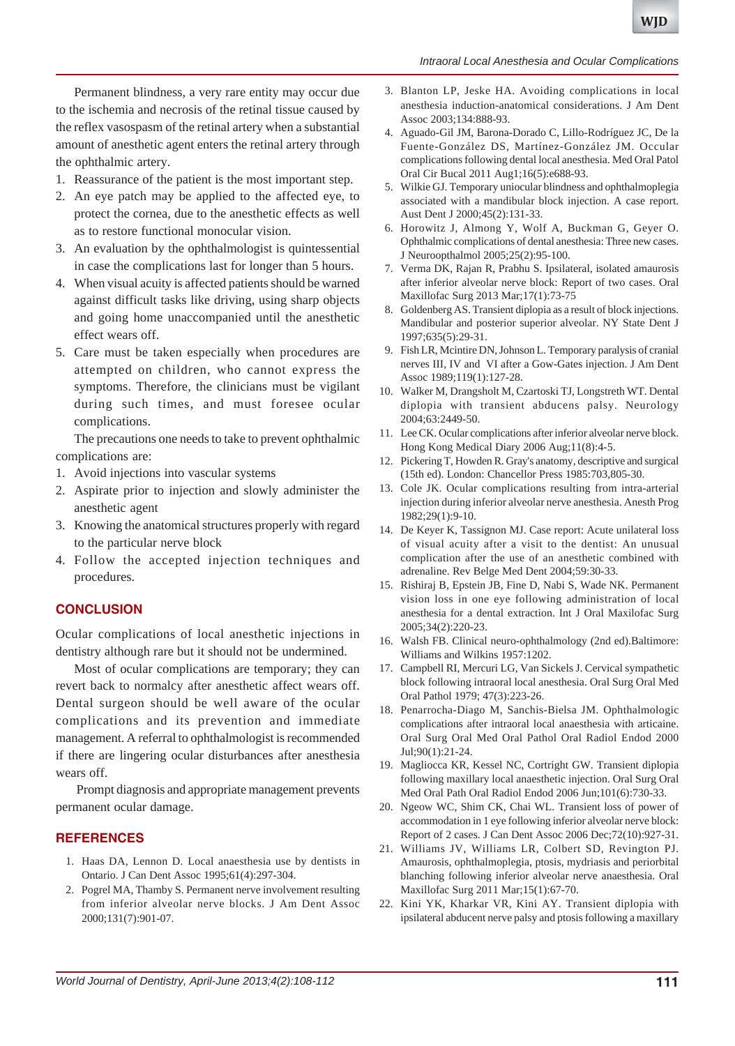Permanent blindness, a very rare entity may occur due to the ischemia and necrosis of the retinal tissue caused by the reflex vasospasm of the retinal artery when a substantial amount of anesthetic agent enters the retinal artery through the ophthalmic artery.

1. Reassurance of the patient is the most important step.
2. An eye patch may be applied to the affected eye, to protect the cornea, due to the anesthetic effects as well as to restore functional monocular vision.
3. An evaluation by the ophthalmologist is quintessential in case the complications last for longer than 5 hours.
4. When visual acuity is affected patients should be warned against difficult tasks like driving, using sharp objects and going home unaccompanied until the anesthetic effect wears off.
5. Care must be taken especially when procedures are attempted on children, who cannot express the symptoms. Therefore, the clinicians must be vigilant during such times, and must foresee ocular complications.

The precautions one needs to take to prevent ophthalmic complications are:

1. Avoid injections into vascular systems
2. Aspirate prior to injection and slowly administer the anesthetic agent
3. Knowing the anatomical structures properly with regard to the particular nerve block
4. Follow the accepted injection techniques and procedures.

## CONCLUSION

Ocular complications of local anesthetic injections in dentistry although rare but it should not be undermined.

Most of ocular complications are temporary; they can revert back to normalcy after anesthetic affect wears off. Dental surgeon should be well aware of the ocular complications and its prevention and immediate management. A referral to ophthalmologist is recommended if there are lingering ocular disturbances after anesthesia wears off.

Prompt diagnosis and appropriate management prevents permanent ocular damage.

## REFERENCES

1. Haas DA, Lennon D. Local anaesthesia use by dentists in Ontario. J Can Dent Assoc 1995;61(4):297-304.
2. Pogrel MA, Thamby S. Permanent nerve involvement resulting from inferior alveolar nerve blocks. J Am Dent Assoc 2000;131(7):901-07.
3. Blanton LP, Jeske HA. Avoiding complications in local anesthesia induction-anatomical considerations. J Am Dent Assoc 2003;134:888-93.
4. Aguado-Gil JM, Barona-Dorado C, Lillo-Rodríguez JC, De la Fuente-González DS, Martínez-González JM. Occular complications following dental local anesthesia. Med Oral Patol Oral Cir Bucal 2011 Aug1;16(5):e688-93.
5. Wilkie GJ. Temporary uniocular blindness and ophthalmoplegia associated with a mandibular block injection. A case report. Aust Dent J 2000;45(2):131-33.
6. Horowitz J, Almong Y, Wolf A, Buckman G, Geyer O. Ophthalmic complications of dental anesthesia: Three new cases. J Neuroopthalmol 2005;25(2):95-100.
7. Verma DK, Rajan R, Prabhu S. Ipsilateral, isolated amaurosis after inferior alveolar nerve block: Report of two cases. Oral Maxillofac Surg 2013 Mar;17(1):73-75
8. Goldenberg AS. Transient diplopia as a result of block injections. Mandibular and posterior superior alveolar. NY State Dent J 1997;635(5):29-31.
9. Fish LR, Mcintire DN, Johnson L. Temporary paralysis of cranial nerves III, IV and VI after a Gow-Gates injection. J Am Dent Assoc 1989;119(1):127-28.
10. Walker M, Drangsholt M, Czartoski TJ, Longstreth WT. Dental diplopia with transient abducens palsy. Neurology 2004;63:2449-50.
11. Lee CK. Ocular complications after inferior alveolar nerve block. Hong Kong Medical Diary 2006 Aug;11(8):4-5.
12. Pickering T, Howden R. Gray's anatomy, descriptive and surgical (15th ed). London: Chancellor Press 1985:703,805-30.
13. Cole JK. Ocular complications resulting from intra-arterial injection during inferior alveolar nerve anesthesia. Anesth Prog 1982;29(1):9-10.
14. De Keyer K, Tassignon MJ. Case report: Acute unilateral loss of visual acuity after a visit to the dentist: An unusual complication after the use of an anesthetic combined with adrenaline. Rev Belge Med Dent 2004;59:30-33.
15. Rishiraj B, Epstein JB, Fine D, Nabi S, Wade NK. Permanent vision loss in one eye following administration of local anesthesia for a dental extraction. Int J Oral Maxilofac Surg 2005;34(2):220-23.
16. Walsh FB. Clinical neuro-ophthalmology (2nd ed).Baltimore: Williams and Wilkins 1957:1202.
17. Campbell RI, Mercuri LG, Van Sickels J. Cervical sympathetic block following intraoral local anesthesia. Oral Surg Oral Med Oral Pathol 1979; 47(3):223-26.
18. Penarrocha-Diago M, Sanchis-Bielsa JM. Ophthalmologic complications after intraoral local anaesthesia with articaine. Oral Surg Oral Med Oral Pathol Oral Radiol Endod 2000 Jul;90(1):21-24.
19. Magliocca KR, Kessel NC, Cortright GW. Transient diplopia following maxillary local anaesthetic injection. Oral Surg Oral Med Oral Path Oral Radiol Endod 2006 Jun;101(6):730-33.
20. Ngeow WC, Shim CK, Chai WL. Transient loss of power of accommodation in 1 eye following inferior alveolar nerve block: Report of 2 cases. J Can Dent Assoc 2006 Dec;72(10):927-31.
21. Williams JV, Williams LR, Colbert SD, Revington PJ. Amaurosis, ophthalmoplegia, ptosis, mydriasis and periorbital blanching following inferior alveolar nerve anaesthesia. Oral Maxillofac Surg 2011 Mar;15(1):67-70.
22. Kini YK, Kharkar VR, Kini AY. Transient diplopia with ipsilateral abducent nerve palsy and ptosis following a maxillary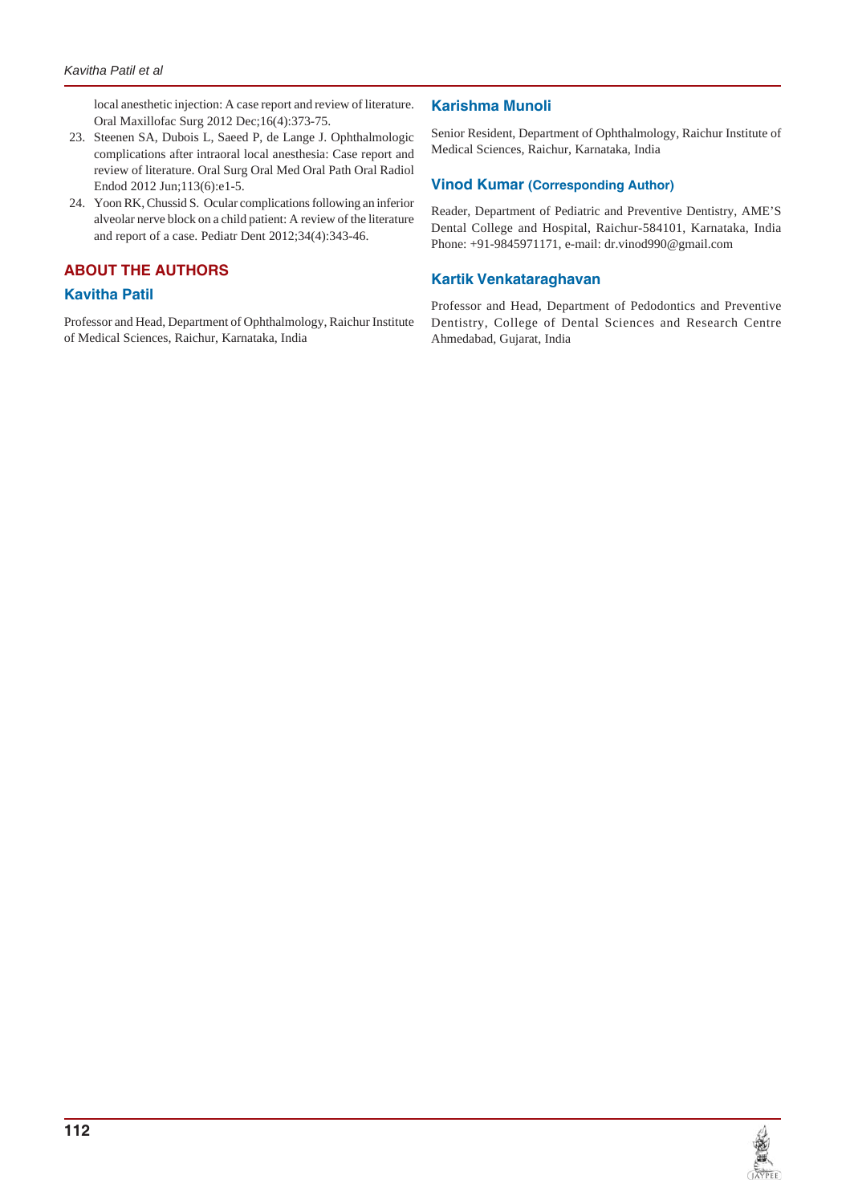local anesthetic injection: A case report and review of literature. Oral Maxillofac Surg 2012 Dec;16(4):373-75.

23. Steenen SA, Dubois L, Saeed P, de Lange J. Ophthalmologic complications after intraoral local anesthesia: Case report and review of literature. Oral Surg Oral Med Oral Path Oral Radiol Endod 2012 Jun;113(6):e1-5.
24. Yoon RK, Chussid S. Ocular complications following an inferior alveolar nerve block on a child patient: A review of the literature and report of a case. Pediatr Dent 2012;34(4):343-46.

## ABOUT THE AUTHORS

### Kavitha Patil

Professor and Head, Department of Ophthalmology, Raichur Institute of Medical Sciences, Raichur, Karnataka, India

### Karishma Munoli

Senior Resident, Department of Ophthalmology, Raichur Institute of Medical Sciences, Raichur, Karnataka, India

### Vinod Kumar (Corresponding Author)

Reader, Department of Pediatric and Preventive Dentistry, AME'S Dental College and Hospital, Raichur-584101, Karnataka, India Phone: +91-9845971171, e-mail: dr.vinod990@gmail.com

### Kartik Venkataraghavan

Professor and Head, Department of Pedodontics and Preventive Dentistry, College of Dental Sciences and Research Centre Ahmedabad, Gujarat, India